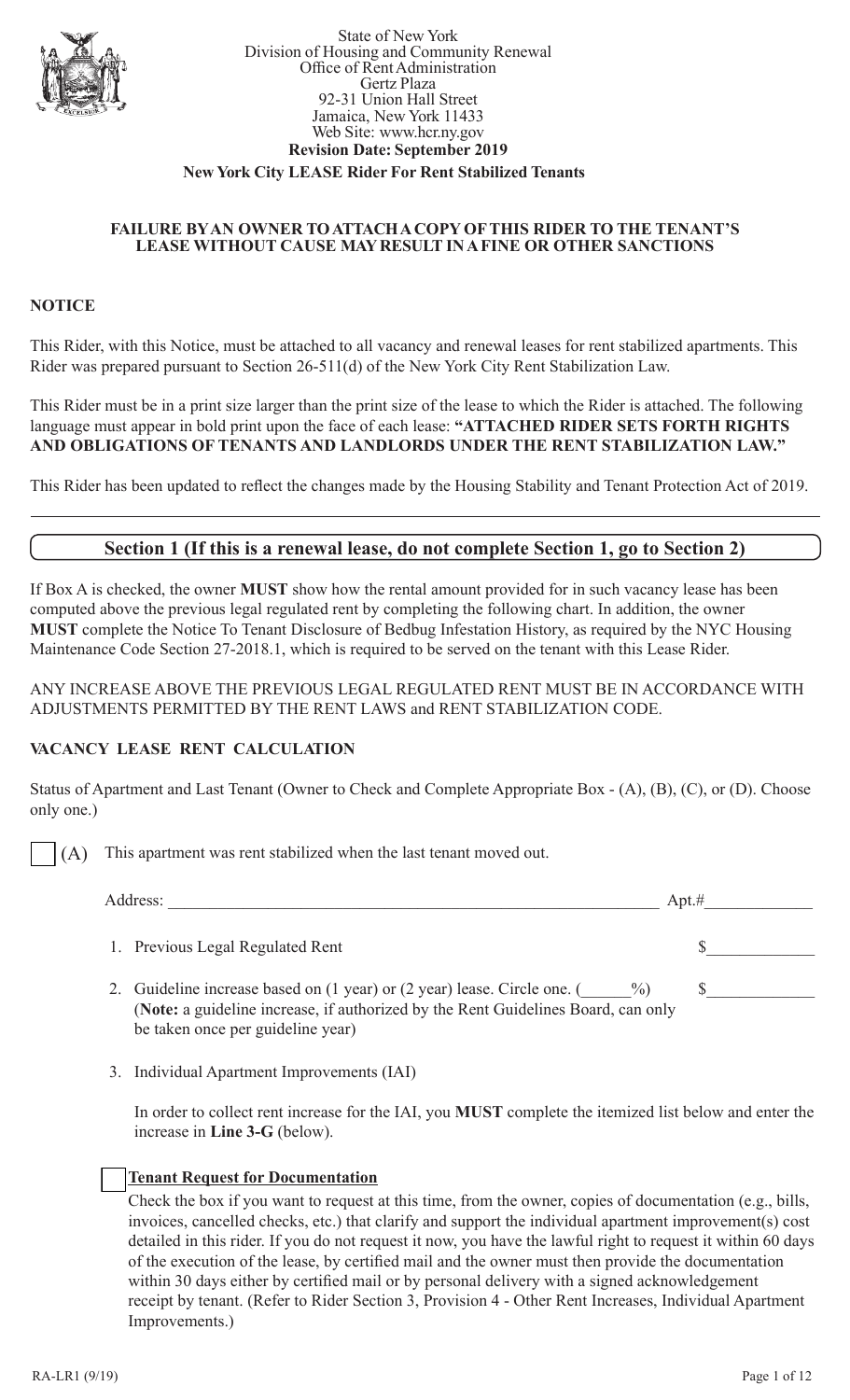State of New York
Division of Housing and Community Renewal
Office of Rent Administration
Gertz Plaza
92-31 Union Hall Street
Jamaica, New York 11433
Web Site: www.hcr.ny.gov
**Revision Date: September 2019**

**New York City LEASE Rider For Rent Stabilized Tenants**

**FAILURE BY AN OWNER TO ATTACH A COPY OF THIS RIDER TO THE TENANT'S LEASE WITHOUT CAUSE MAY RESULT IN A FINE OR OTHER SANCTIONS**

## NOTICE

This Rider, with this Notice, must be attached to all vacancy and renewal leases for rent stabilized apartments. This Rider was prepared pursuant to Section 26-511(d) of the New York City Rent Stabilization Law.

This Rider must be in a print size larger than the print size of the lease to which the Rider is attached. The following language must appear in bold print upon the face of each lease: **"ATTACHED RIDER SETS FORTH RIGHTS AND OBLIGATIONS OF TENANTS AND LANDLORDS UNDER THE RENT STABILIZATION LAW."**

This Rider has been updated to reflect the changes made by the Housing Stability and Tenant Protection Act of 2019.

---

## Section 1 (If this is a renewal lease, do not complete Section 1, go to Section 2)

If Box A is checked, the owner **MUST** show how the rental amount provided for in such vacancy lease has been computed above the previous legal regulated rent by completing the following chart. In addition, the owner **MUST** complete the Notice To Tenant Disclosure of Bedbug Infestation History, as required by the NYC Housing Maintenance Code Section 27-2018.1, which is required to be served on the tenant with this Lease Rider.

ANY INCREASE ABOVE THE PREVIOUS LEGAL REGULATED RENT MUST BE IN ACCORDANCE WITH ADJUSTMENTS PERMITTED BY THE RENT LAWS and RENT STABILIZATION CODE.

### VACANCY LEASE RENT CALCULATION

Status of Apartment and Last Tenant (Owner to Check and Complete Appropriate Box - (A), (B), (C), or (D). Choose only one.)

☐ (A) This apartment was rent stabilized when the last tenant moved out.

Address: ____________________________________________ Apt.# ____________

1. Previous Legal Regulated Rent $____________

2. Guideline increase based on (1 year) or (2 year) lease. Circle one. (______%) $____________
   (**Note:** a guideline increase, if authorized by the Rent Guidelines Board, can only be taken once per guideline year)

3. Individual Apartment Improvements (IAI)

   In order to collect rent increase for the IAI, you **MUST** complete the itemized list below and enter the increase in **Line 3-G** (below).

   ☐ **Tenant Request for Documentation**
   Check the box if you want to request at this time, from the owner, copies of documentation (e.g., bills, invoices, cancelled checks, etc.) that clarify and support the individual apartment improvement(s) cost detailed in this rider. If you do not request it now, you have the lawful right to request it within 60 days of the execution of the lease, by certified mail and the owner must then provide the documentation within 30 days either by certified mail or by personal delivery with a signed acknowledgement receipt by tenant. (Refer to Rider Section 3, Provision 4 - Other Rent Increases, Individual Apartment Improvements.)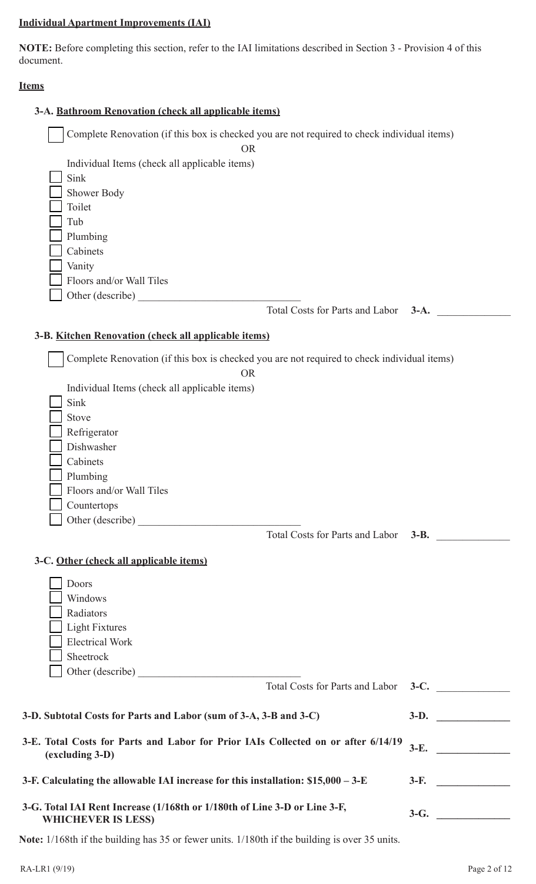**Individual Apartment Improvements (IAI)**

**NOTE:** Before completing this section, refer to the IAI limitations described in Section 3 - Provision 4 of this document.

**Items**

**3-A. Bathroom Renovation (check all applicable items)**

- [ ] Complete Renovation (if this box is checked you are not required to check individual items)

OR

Individual Items (check all applicable items)

- [ ] Sink
- [ ] Shower Body
- [ ] Toilet
- [ ] Tub
- [ ] Plumbing
- [ ] Cabinets
- [ ] Vanity
- [ ] Floors and/or Wall Tiles
- [ ] Other (describe) ______________________________

Total Costs for Parts and Labor **3-A.** ______________

**3-B. Kitchen Renovation (check all applicable items)**

- [ ] Complete Renovation (if this box is checked you are not required to check individual items)

OR

Individual Items (check all applicable items)

- [ ] Sink
- [ ] Stove
- [ ] Refrigerator
- [ ] Dishwasher
- [ ] Cabinets
- [ ] Plumbing
- [ ] Floors and/or Wall Tiles
- [ ] Countertops
- [ ] Other (describe) ______________________________

Total Costs for Parts and Labor **3-B.** ______________

**3-C. Other (check all applicable items)**

- [ ] Doors
- [ ] Windows
- [ ] Radiators
- [ ] Light Fixtures
- [ ] Electrical Work
- [ ] Sheetrock
- [ ] Other (describe) ______________________________

Total Costs for Parts and Labor **3-C.** ______________

**3-D. Subtotal Costs for Parts and Labor (sum of 3-A, 3-B and 3-C)** **3-D.** ______________

**3-E. Total Costs for Parts and Labor for Prior IAIs Collected on or after 6/14/19 (excluding 3-D)** **3-E.** ______________

**3-F. Calculating the allowable IAI increase for this installation: $15,000 – 3-E** **3-F.** ______________

**3-G. Total IAI Rent Increase (1/168th or 1/180th of Line 3-D or Line 3-F, WHICHEVER IS LESS)** **3-G.** ______________

**Note:** 1/168th if the building has 35 or fewer units. 1/180th if the building is over 35 units.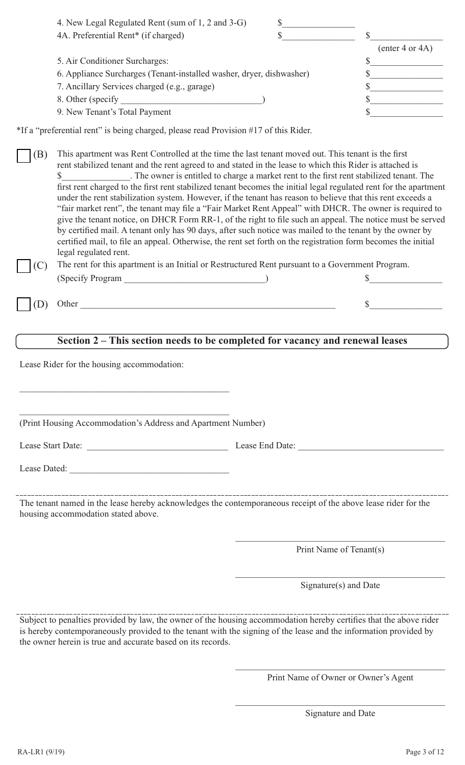4. New Legal Regulated Rent (sum of 1, 2 and 3-G) $\_\_\_\_\_\_\_\_\_\_\_\_\_\_\_

4A. Preferential Rent* (if charged) $\_\_\_\_\_\_\_\_\_\_\_\_\_\_\_ $\_\_\_\_\_\_\_\_\_\_\_\_\_\_\_ (enter 4 or 4A)

5. Air Conditioner Surcharges: $\_\_\_\_\_\_\_\_\_\_\_\_\_\_\_

6. Appliance Surcharges (Tenant-installed washer, dryer, dishwasher) $\_\_\_\_\_\_\_\_\_\_\_\_\_\_\_

7. Ancillary Services charged (e.g., garage) $\_\_\_\_\_\_\_\_\_\_\_\_\_\_\_

8. Other (specify \_\_\_\_\_\_\_\_\_\_\_\_\_\_\_\_\_\_\_\_\_\_\_\_\_\_\_\_\_\_) $\_\_\_\_\_\_\_\_\_\_\_\_\_\_\_

9. New Tenant's Total Payment $\_\_\_\_\_\_\_\_\_\_\_\_\_\_\_

*If a "preferential rent" is being charged, please read Provision #17 of this Rider.

☐ (B) This apartment was Rent Controlled at the time the last tenant moved out. This tenant is the first rent stabilized tenant and the rent agreed to and stated in the lease to which this Rider is attached is $\_\_\_\_\_\_\_\_\_\_\_\_\_\_\_. The owner is entitled to charge a market rent to the first rent stabilized tenant. The first rent charged to the first rent stabilized tenant becomes the initial legal regulated rent for the apartment under the rent stabilization system. However, if the tenant has reason to believe that this rent exceeds a "fair market rent", the tenant may file a "Fair Market Rent Appeal" with DHCR. The owner is required to give the tenant notice, on DHCR Form RR-1, of the right to file such an appeal. The notice must be served by certified mail. A tenant only has 90 days, after such notice was mailed to the tenant by the owner by certified mail, to file an appeal. Otherwise, the rent set forth on the registration form becomes the initial legal regulated rent.

☐ (C) The rent for this apartment is an Initial or Restructured Rent pursuant to a Government Program.
(Specify Program \_\_\_\_\_\_\_\_\_\_\_\_\_\_\_\_\_\_\_\_\_\_\_\_\_\_\_\_\_\_) $\_\_\_\_\_\_\_\_\_\_\_\_\_\_\_

☐ (D) Other \_\_\_\_\_\_\_\_\_\_\_\_\_\_\_\_\_\_\_\_\_\_\_\_\_\_\_\_\_\_\_\_\_\_\_\_\_\_\_\_\_\_\_\_\_\_\_\_\_\_\_\_ $\_\_\_\_\_\_\_\_\_\_\_\_\_\_\_

## Section 2 – This section needs to be completed for vacancy and renewal leases

Lease Rider for the housing accommodation:

\_\_\_\_\_\_\_\_\_\_\_\_\_\_\_\_\_\_\_\_\_\_\_\_\_\_\_\_\_\_\_\_\_\_\_\_\_\_\_\_\_\_\_\_

\_\_\_\_\_\_\_\_\_\_\_\_\_\_\_\_\_\_\_\_\_\_\_\_\_\_\_\_\_\_\_\_\_\_\_\_\_\_\_\_\_\_\_\_

(Print Housing Accommodation's Address and Apartment Number)

Lease Start Date: \_\_\_\_\_\_\_\_\_\_\_\_\_\_\_\_\_\_\_\_\_\_\_\_\_\_\_\_\_\_ Lease End Date: \_\_\_\_\_\_\_\_\_\_\_\_\_\_\_\_\_\_\_\_\_\_\_\_\_\_\_\_\_\_

Lease Dated: \_\_\_\_\_\_\_\_\_\_\_\_\_\_\_\_\_\_\_\_\_\_\_\_\_\_\_\_\_\_\_\_\_\_

The tenant named in the lease hereby acknowledges the contemporaneous receipt of the above lease rider for the housing accommodation stated above.

\_\_\_\_\_\_\_\_\_\_\_\_\_\_\_\_\_\_\_\_\_\_\_\_\_\_\_\_\_\_\_\_\_\_\_\_\_\_\_\_\_\_\_\_
Print Name of Tenant(s)

\_\_\_\_\_\_\_\_\_\_\_\_\_\_\_\_\_\_\_\_\_\_\_\_\_\_\_\_\_\_\_\_\_\_\_\_\_\_\_\_\_\_\_\_
Signature(s) and Date

Subject to penalties provided by law, the owner of the housing accommodation hereby certifies that the above rider is hereby contemporaneously provided to the tenant with the signing of the lease and the information provided by the owner herein is true and accurate based on its records.

\_\_\_\_\_\_\_\_\_\_\_\_\_\_\_\_\_\_\_\_\_\_\_\_\_\_\_\_\_\_\_\_\_\_\_\_\_\_\_\_\_\_\_\_
Print Name of Owner or Owner's Agent

\_\_\_\_\_\_\_\_\_\_\_\_\_\_\_\_\_\_\_\_\_\_\_\_\_\_\_\_\_\_\_\_\_\_\_\_\_\_\_\_\_\_\_\_
Signature and Date

RA-LR1 (9/19)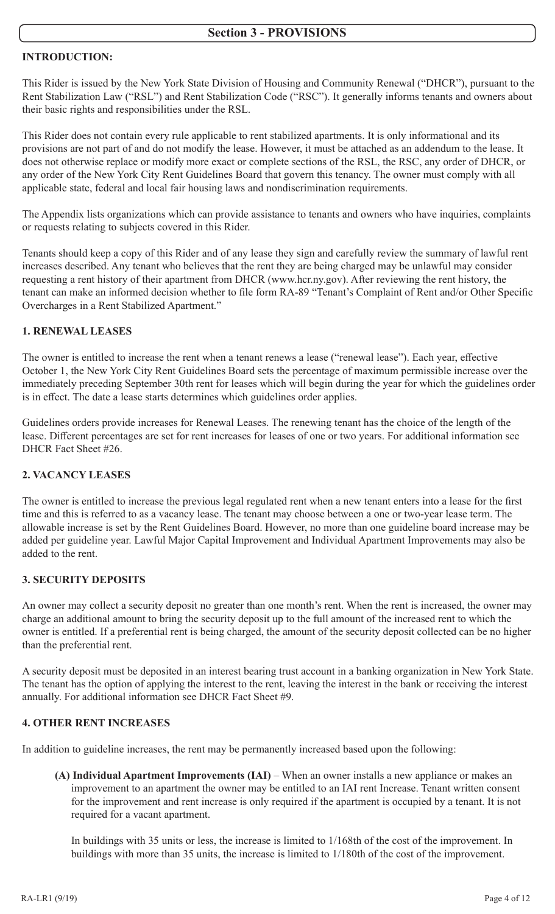## Section 3 - PROVISIONS

### INTRODUCTION:

This Rider is issued by the New York State Division of Housing and Community Renewal ("DHCR"), pursuant to the Rent Stabilization Law ("RSL") and Rent Stabilization Code ("RSC"). It generally informs tenants and owners about their basic rights and responsibilities under the RSL.

This Rider does not contain every rule applicable to rent stabilized apartments. It is only informational and its provisions are not part of and do not modify the lease. However, it must be attached as an addendum to the lease. It does not otherwise replace or modify more exact or complete sections of the RSL, the RSC, any order of DHCR, or any order of the New York City Rent Guidelines Board that govern this tenancy. The owner must comply with all applicable state, federal and local fair housing laws and nondiscrimination requirements.

The Appendix lists organizations which can provide assistance to tenants and owners who have inquiries, complaints or requests relating to subjects covered in this Rider.

Tenants should keep a copy of this Rider and of any lease they sign and carefully review the summary of lawful rent increases described. Any tenant who believes that the rent they are being charged may be unlawful may consider requesting a rent history of their apartment from DHCR (www.hcr.ny.gov). After reviewing the rent history, the tenant can make an informed decision whether to file form RA-89 "Tenant's Complaint of Rent and/or Other Specific Overcharges in a Rent Stabilized Apartment."

### 1. RENEWAL LEASES

The owner is entitled to increase the rent when a tenant renews a lease ("renewal lease"). Each year, effective October 1, the New York City Rent Guidelines Board sets the percentage of maximum permissible increase over the immediately preceding September 30th rent for leases which will begin during the year for which the guidelines order is in effect. The date a lease starts determines which guidelines order applies.

Guidelines orders provide increases for Renewal Leases. The renewing tenant has the choice of the length of the lease. Different percentages are set for rent increases for leases of one or two years. For additional information see DHCR Fact Sheet #26.

### 2. VACANCY LEASES

The owner is entitled to increase the previous legal regulated rent when a new tenant enters into a lease for the first time and this is referred to as a vacancy lease. The tenant may choose between a one or two-year lease term. The allowable increase is set by the Rent Guidelines Board. However, no more than one guideline board increase may be added per guideline year. Lawful Major Capital Improvement and Individual Apartment Improvements may also be added to the rent.

### 3. SECURITY DEPOSITS

An owner may collect a security deposit no greater than one month's rent. When the rent is increased, the owner may charge an additional amount to bring the security deposit up to the full amount of the increased rent to which the owner is entitled. If a preferential rent is being charged, the amount of the security deposit collected can be no higher than the preferential rent.

A security deposit must be deposited in an interest bearing trust account in a banking organization in New York State. The tenant has the option of applying the interest to the rent, leaving the interest in the bank or receiving the interest annually. For additional information see DHCR Fact Sheet #9.

### 4. OTHER RENT INCREASES

In addition to guideline increases, the rent may be permanently increased based upon the following:

**(A) Individual Apartment Improvements (IAI)** – When an owner installs a new appliance or makes an improvement to an apartment the owner may be entitled to an IAI rent Increase. Tenant written consent for the improvement and rent increase is only required if the apartment is occupied by a tenant. It is not required for a vacant apartment.

In buildings with 35 units or less, the increase is limited to 1/168th of the cost of the improvement. In buildings with more than 35 units, the increase is limited to 1/180th of the cost of the improvement.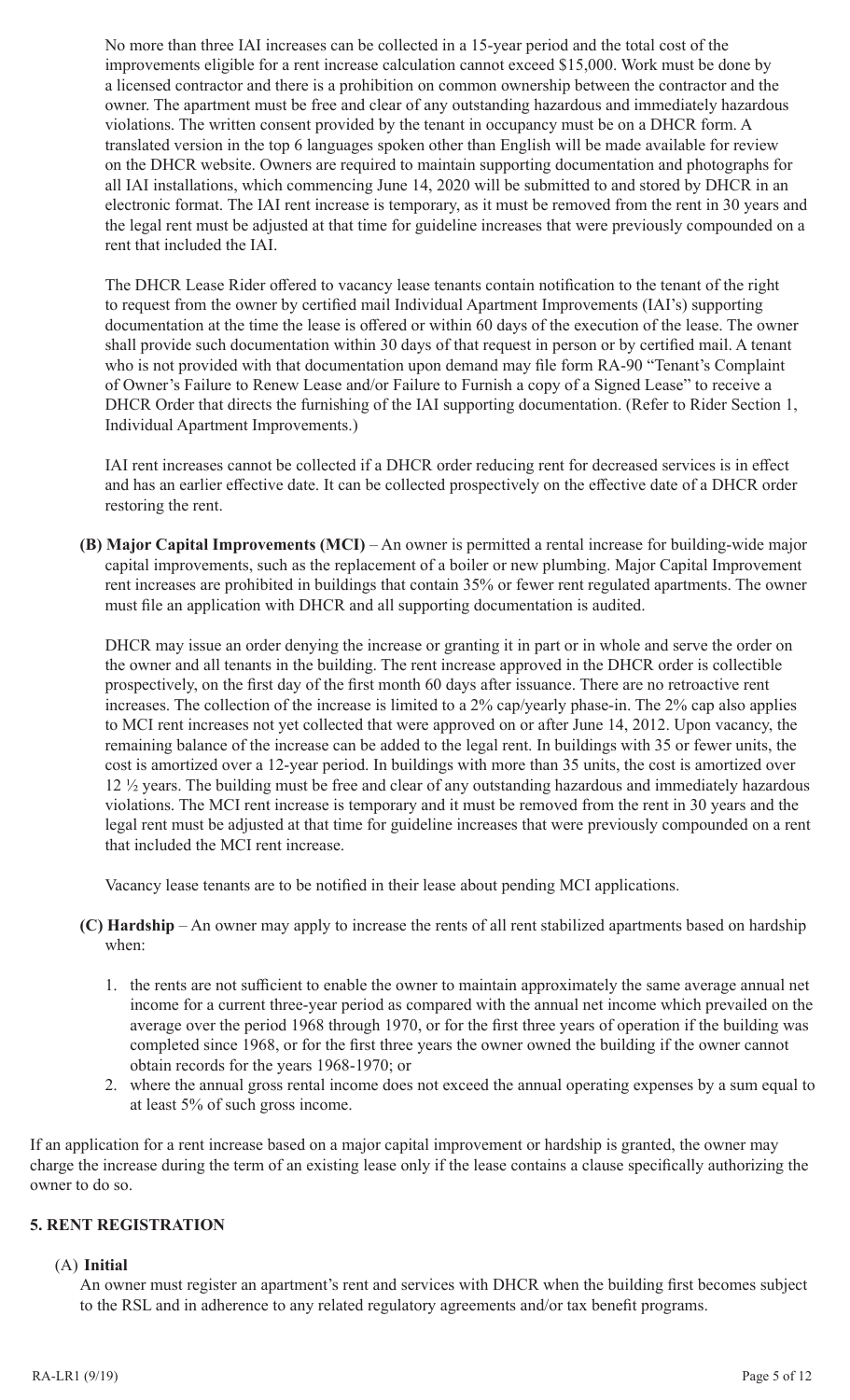No more than three IAI increases can be collected in a 15-year period and the total cost of the improvements eligible for a rent increase calculation cannot exceed $15,000. Work must be done by a licensed contractor and there is a prohibition on common ownership between the contractor and the owner. The apartment must be free and clear of any outstanding hazardous and immediately hazardous violations. The written consent provided by the tenant in occupancy must be on a DHCR form. A translated version in the top 6 languages spoken other than English will be made available for review on the DHCR website. Owners are required to maintain supporting documentation and photographs for all IAI installations, which commencing June 14, 2020 will be submitted to and stored by DHCR in an electronic format. The IAI rent increase is temporary, as it must be removed from the rent in 30 years and the legal rent must be adjusted at that time for guideline increases that were previously compounded on a rent that included the IAI.

The DHCR Lease Rider offered to vacancy lease tenants contain notification to the tenant of the right to request from the owner by certified mail Individual Apartment Improvements (IAI's) supporting documentation at the time the lease is offered or within 60 days of the execution of the lease. The owner shall provide such documentation within 30 days of that request in person or by certified mail. A tenant who is not provided with that documentation upon demand may file form RA-90 "Tenant's Complaint of Owner's Failure to Renew Lease and/or Failure to Furnish a copy of a Signed Lease" to receive a DHCR Order that directs the furnishing of the IAI supporting documentation. (Refer to Rider Section 1, Individual Apartment Improvements.)

IAI rent increases cannot be collected if a DHCR order reducing rent for decreased services is in effect and has an earlier effective date. It can be collected prospectively on the effective date of a DHCR order restoring the rent.

**(B) Major Capital Improvements (MCI)** – An owner is permitted a rental increase for building-wide major capital improvements, such as the replacement of a boiler or new plumbing. Major Capital Improvement rent increases are prohibited in buildings that contain 35% or fewer rent regulated apartments. The owner must file an application with DHCR and all supporting documentation is audited.

DHCR may issue an order denying the increase or granting it in part or in whole and serve the order on the owner and all tenants in the building. The rent increase approved in the DHCR order is collectible prospectively, on the first day of the first month 60 days after issuance. There are no retroactive rent increases. The collection of the increase is limited to a 2% cap/yearly phase-in. The 2% cap also applies to MCI rent increases not yet collected that were approved on or after June 14, 2012. Upon vacancy, the remaining balance of the increase can be added to the legal rent. In buildings with 35 or fewer units, the cost is amortized over a 12-year period. In buildings with more than 35 units, the cost is amortized over 12 ½ years. The building must be free and clear of any outstanding hazardous and immediately hazardous violations. The MCI rent increase is temporary and it must be removed from the rent in 30 years and the legal rent must be adjusted at that time for guideline increases that were previously compounded on a rent that included the MCI rent increase.

Vacancy lease tenants are to be notified in their lease about pending MCI applications.

**(C) Hardship** – An owner may apply to increase the rents of all rent stabilized apartments based on hardship when:

1. the rents are not sufficient to enable the owner to maintain approximately the same average annual net income for a current three-year period as compared with the annual net income which prevailed on the average over the period 1968 through 1970, or for the first three years of operation if the building was completed since 1968, or for the first three years the owner owned the building if the owner cannot obtain records for the years 1968-1970; or
2. where the annual gross rental income does not exceed the annual operating expenses by a sum equal to at least 5% of such gross income.

If an application for a rent increase based on a major capital improvement or hardship is granted, the owner may charge the increase during the term of an existing lease only if the lease contains a clause specifically authorizing the owner to do so.

## 5. RENT REGISTRATION

(A) **Initial**

An owner must register an apartment's rent and services with DHCR when the building first becomes subject to the RSL and in adherence to any related regulatory agreements and/or tax benefit programs.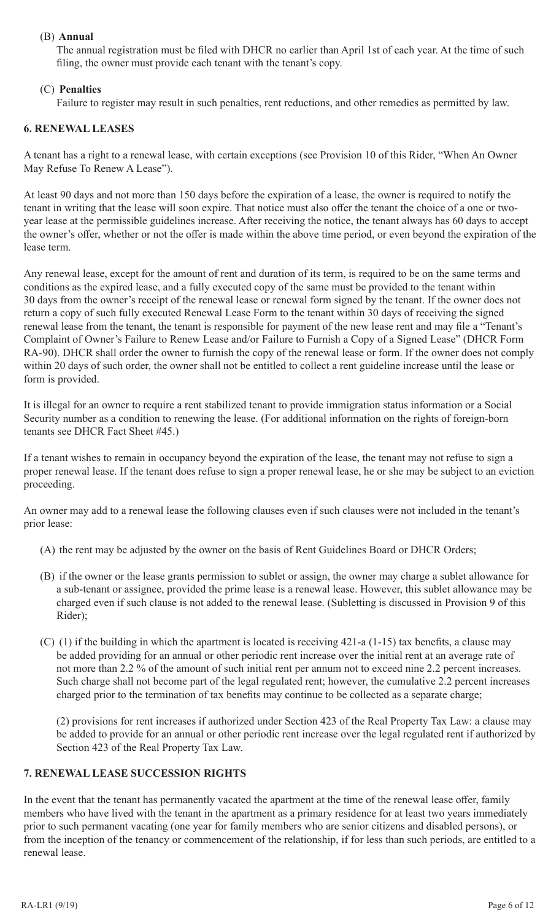(B) **Annual**

The annual registration must be filed with DHCR no earlier than April 1st of each year. At the time of such filing, the owner must provide each tenant with the tenant's copy.

(C) **Penalties**

Failure to register may result in such penalties, rent reductions, and other remedies as permitted by law.

## 6. RENEWAL LEASES

A tenant has a right to a renewal lease, with certain exceptions (see Provision 10 of this Rider, "When An Owner May Refuse To Renew A Lease").

At least 90 days and not more than 150 days before the expiration of a lease, the owner is required to notify the tenant in writing that the lease will soon expire. That notice must also offer the tenant the choice of a one or two-year lease at the permissible guidelines increase. After receiving the notice, the tenant always has 60 days to accept the owner's offer, whether or not the offer is made within the above time period, or even beyond the expiration of the lease term.

Any renewal lease, except for the amount of rent and duration of its term, is required to be on the same terms and conditions as the expired lease, and a fully executed copy of the same must be provided to the tenant within 30 days from the owner's receipt of the renewal lease or renewal form signed by the tenant. If the owner does not return a copy of such fully executed Renewal Lease Form to the tenant within 30 days of receiving the signed renewal lease from the tenant, the tenant is responsible for payment of the new lease rent and may file a "Tenant's Complaint of Owner's Failure to Renew Lease and/or Failure to Furnish a Copy of a Signed Lease" (DHCR Form RA-90). DHCR shall order the owner to furnish the copy of the renewal lease or form. If the owner does not comply within 20 days of such order, the owner shall not be entitled to collect a rent guideline increase until the lease or form is provided.

It is illegal for an owner to require a rent stabilized tenant to provide immigration status information or a Social Security number as a condition to renewing the lease. (For additional information on the rights of foreign-born tenants see DHCR Fact Sheet #45.)

If a tenant wishes to remain in occupancy beyond the expiration of the lease, the tenant may not refuse to sign a proper renewal lease. If the tenant does refuse to sign a proper renewal lease, he or she may be subject to an eviction proceeding.

An owner may add to a renewal lease the following clauses even if such clauses were not included in the tenant's prior lease:

(A) the rent may be adjusted by the owner on the basis of Rent Guidelines Board or DHCR Orders;

(B) if the owner or the lease grants permission to sublet or assign, the owner may charge a sublet allowance for a sub-tenant or assignee, provided the prime lease is a renewal lease. However, this sublet allowance may be charged even if such clause is not added to the renewal lease. (Subletting is discussed in Provision 9 of this Rider);

(C) (1) if the building in which the apartment is located is receiving 421-a (1-15) tax benefits, a clause may be added providing for an annual or other periodic rent increase over the initial rent at an average rate of not more than 2.2 % of the amount of such initial rent per annum not to exceed nine 2.2 percent increases. Such charge shall not become part of the legal regulated rent; however, the cumulative 2.2 percent increases charged prior to the termination of tax benefits may continue to be collected as a separate charge;

(2) provisions for rent increases if authorized under Section 423 of the Real Property Tax Law: a clause may be added to provide for an annual or other periodic rent increase over the legal regulated rent if authorized by Section 423 of the Real Property Tax Law.

## 7. RENEWAL LEASE SUCCESSION RIGHTS

In the event that the tenant has permanently vacated the apartment at the time of the renewal lease offer, family members who have lived with the tenant in the apartment as a primary residence for at least two years immediately prior to such permanent vacating (one year for family members who are senior citizens and disabled persons), or from the inception of the tenancy or commencement of the relationship, if for less than such periods, are entitled to a renewal lease.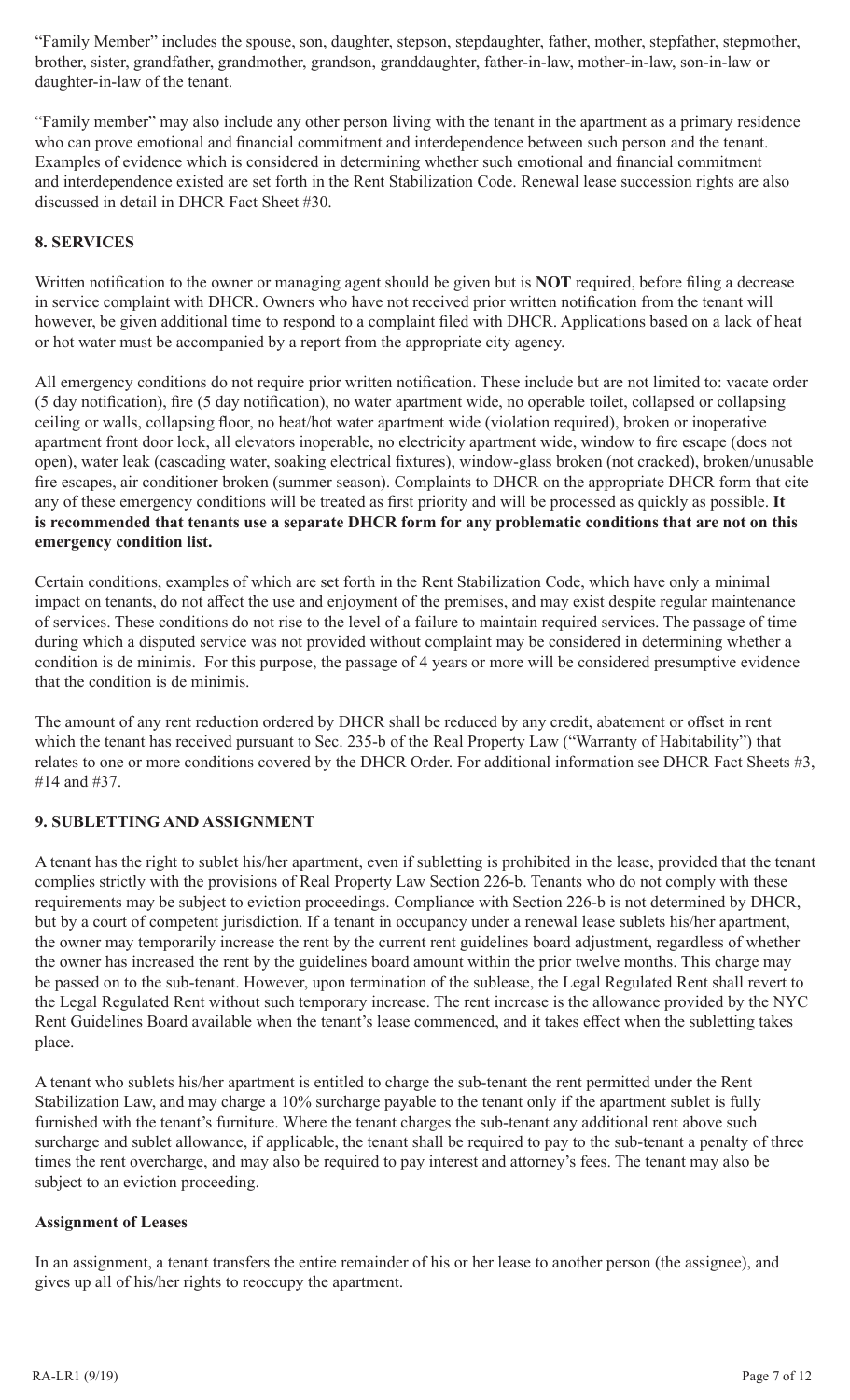"Family Member" includes the spouse, son, daughter, stepson, stepdaughter, father, mother, stepfather, stepmother, brother, sister, grandfather, grandmother, grandson, granddaughter, father-in-law, mother-in-law, son-in-law or daughter-in-law of the tenant.

"Family member" may also include any other person living with the tenant in the apartment as a primary residence who can prove emotional and financial commitment and interdependence between such person and the tenant. Examples of evidence which is considered in determining whether such emotional and financial commitment and interdependence existed are set forth in the Rent Stabilization Code. Renewal lease succession rights are also discussed in detail in DHCR Fact Sheet #30.

## 8. SERVICES

Written notification to the owner or managing agent should be given but is **NOT** required, before filing a decrease in service complaint with DHCR. Owners who have not received prior written notification from the tenant will however, be given additional time to respond to a complaint filed with DHCR. Applications based on a lack of heat or hot water must be accompanied by a report from the appropriate city agency.

All emergency conditions do not require prior written notification. These include but are not limited to: vacate order (5 day notification), fire (5 day notification), no water apartment wide, no operable toilet, collapsed or collapsing ceiling or walls, collapsing floor, no heat/hot water apartment wide (violation required), broken or inoperative apartment front door lock, all elevators inoperable, no electricity apartment wide, window to fire escape (does not open), water leak (cascading water, soaking electrical fixtures), window-glass broken (not cracked), broken/unusable fire escapes, air conditioner broken (summer season). Complaints to DHCR on the appropriate DHCR form that cite any of these emergency conditions will be treated as first priority and will be processed as quickly as possible. **It is recommended that tenants use a separate DHCR form for any problematic conditions that are not on this emergency condition list.**

Certain conditions, examples of which are set forth in the Rent Stabilization Code, which have only a minimal impact on tenants, do not affect the use and enjoyment of the premises, and may exist despite regular maintenance of services. These conditions do not rise to the level of a failure to maintain required services. The passage of time during which a disputed service was not provided without complaint may be considered in determining whether a condition is de minimis. For this purpose, the passage of 4 years or more will be considered presumptive evidence that the condition is de minimis.

The amount of any rent reduction ordered by DHCR shall be reduced by any credit, abatement or offset in rent which the tenant has received pursuant to Sec. 235-b of the Real Property Law ("Warranty of Habitability") that relates to one or more conditions covered by the DHCR Order. For additional information see DHCR Fact Sheets #3, #14 and #37.

## 9. SUBLETTING AND ASSIGNMENT

A tenant has the right to sublet his/her apartment, even if subletting is prohibited in the lease, provided that the tenant complies strictly with the provisions of Real Property Law Section 226-b. Tenants who do not comply with these requirements may be subject to eviction proceedings. Compliance with Section 226-b is not determined by DHCR, but by a court of competent jurisdiction. If a tenant in occupancy under a renewal lease sublets his/her apartment, the owner may temporarily increase the rent by the current rent guidelines board adjustment, regardless of whether the owner has increased the rent by the guidelines board amount within the prior twelve months. This charge may be passed on to the sub-tenant. However, upon termination of the sublease, the Legal Regulated Rent shall revert to the Legal Regulated Rent without such temporary increase. The rent increase is the allowance provided by the NYC Rent Guidelines Board available when the tenant's lease commenced, and it takes effect when the subletting takes place.

A tenant who sublets his/her apartment is entitled to charge the sub-tenant the rent permitted under the Rent Stabilization Law, and may charge a 10% surcharge payable to the tenant only if the apartment sublet is fully furnished with the tenant's furniture. Where the tenant charges the sub-tenant any additional rent above such surcharge and sublet allowance, if applicable, the tenant shall be required to pay to the sub-tenant a penalty of three times the rent overcharge, and may also be required to pay interest and attorney's fees. The tenant may also be subject to an eviction proceeding.

### Assignment of Leases

In an assignment, a tenant transfers the entire remainder of his or her lease to another person (the assignee), and gives up all of his/her rights to reoccupy the apartment.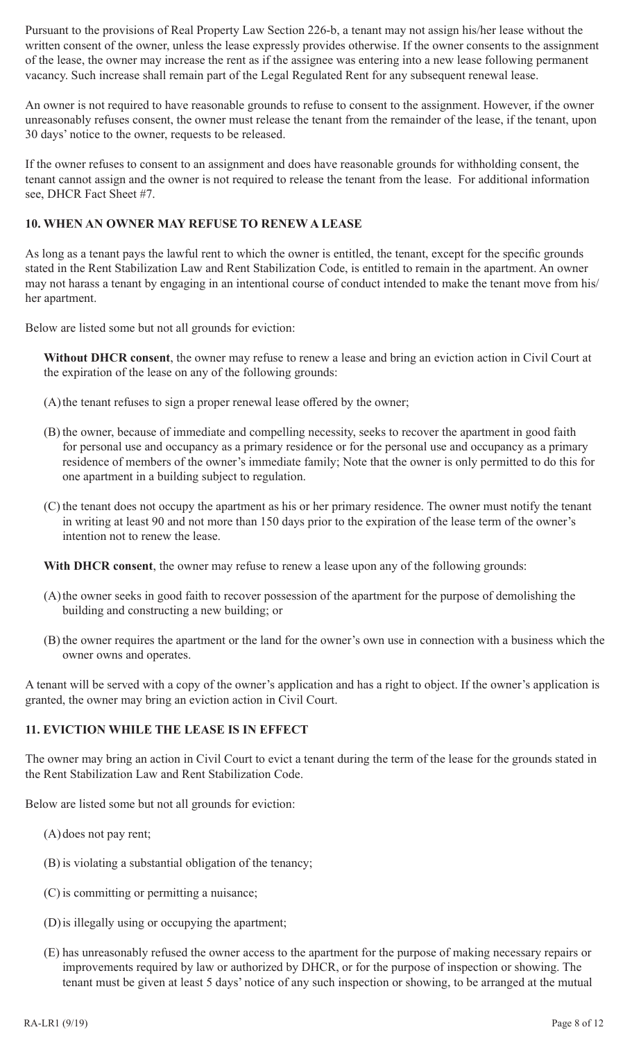Pursuant to the provisions of Real Property Law Section 226-b, a tenant may not assign his/her lease without the written consent of the owner, unless the lease expressly provides otherwise. If the owner consents to the assignment of the lease, the owner may increase the rent as if the assignee was entering into a new lease following permanent vacancy. Such increase shall remain part of the Legal Regulated Rent for any subsequent renewal lease.

An owner is not required to have reasonable grounds to refuse to consent to the assignment. However, if the owner unreasonably refuses consent, the owner must release the tenant from the remainder of the lease, if the tenant, upon 30 days' notice to the owner, requests to be released.

If the owner refuses to consent to an assignment and does have reasonable grounds for withholding consent, the tenant cannot assign and the owner is not required to release the tenant from the lease. For additional information see, DHCR Fact Sheet #7.

## 10. WHEN AN OWNER MAY REFUSE TO RENEW A LEASE

As long as a tenant pays the lawful rent to which the owner is entitled, the tenant, except for the specific grounds stated in the Rent Stabilization Law and Rent Stabilization Code, is entitled to remain in the apartment. An owner may not harass a tenant by engaging in an intentional course of conduct intended to make the tenant move from his/her apartment.

Below are listed some but not all grounds for eviction:

**Without DHCR consent**, the owner may refuse to renew a lease and bring an eviction action in Civil Court at the expiration of the lease on any of the following grounds:

(A) the tenant refuses to sign a proper renewal lease offered by the owner;

(B) the owner, because of immediate and compelling necessity, seeks to recover the apartment in good faith for personal use and occupancy as a primary residence or for the personal use and occupancy as a primary residence of members of the owner's immediate family; Note that the owner is only permitted to do this for one apartment in a building subject to regulation.

(C) the tenant does not occupy the apartment as his or her primary residence. The owner must notify the tenant in writing at least 90 and not more than 150 days prior to the expiration of the lease term of the owner's intention not to renew the lease.

**With DHCR consent**, the owner may refuse to renew a lease upon any of the following grounds:

(A) the owner seeks in good faith to recover possession of the apartment for the purpose of demolishing the building and constructing a new building; or

(B) the owner requires the apartment or the land for the owner's own use in connection with a business which the owner owns and operates.

A tenant will be served with a copy of the owner's application and has a right to object. If the owner's application is granted, the owner may bring an eviction action in Civil Court.

## 11. EVICTION WHILE THE LEASE IS IN EFFECT

The owner may bring an action in Civil Court to evict a tenant during the term of the lease for the grounds stated in the Rent Stabilization Law and Rent Stabilization Code.

Below are listed some but not all grounds for eviction:

(A) does not pay rent;

(B) is violating a substantial obligation of the tenancy;

(C) is committing or permitting a nuisance;

(D) is illegally using or occupying the apartment;

(E) has unreasonably refused the owner access to the apartment for the purpose of making necessary repairs or improvements required by law or authorized by DHCR, or for the purpose of inspection or showing. The tenant must be given at least 5 days' notice of any such inspection or showing, to be arranged at the mutual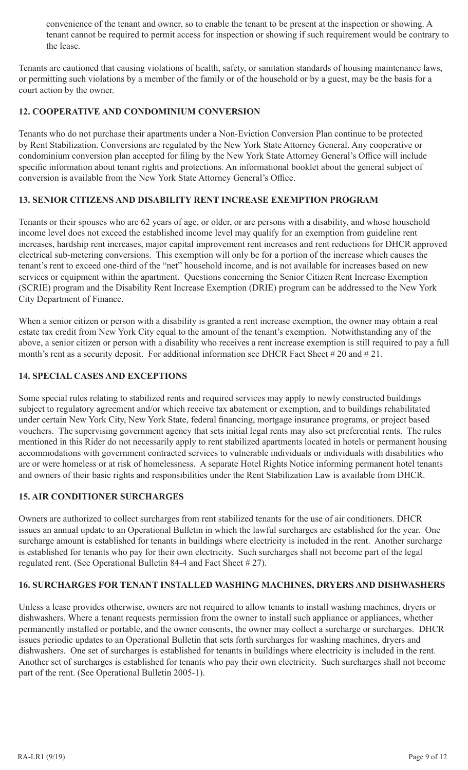convenience of the tenant and owner, so to enable the tenant to be present at the inspection or showing. A tenant cannot be required to permit access for inspection or showing if such requirement would be contrary to the lease.

Tenants are cautioned that causing violations of health, safety, or sanitation standards of housing maintenance laws, or permitting such violations by a member of the family or of the household or by a guest, may be the basis for a court action by the owner.

## 12. COOPERATIVE AND CONDOMINIUM CONVERSION

Tenants who do not purchase their apartments under a Non-Eviction Conversion Plan continue to be protected by Rent Stabilization. Conversions are regulated by the New York State Attorney General. Any cooperative or condominium conversion plan accepted for filing by the New York State Attorney General's Office will include specific information about tenant rights and protections. An informational booklet about the general subject of conversion is available from the New York State Attorney General's Office.

## 13. SENIOR CITIZENS AND DISABILITY RENT INCREASE EXEMPTION PROGRAM

Tenants or their spouses who are 62 years of age, or older, or are persons with a disability, and whose household income level does not exceed the established income level may qualify for an exemption from guideline rent increases, hardship rent increases, major capital improvement rent increases and rent reductions for DHCR approved electrical sub-metering conversions. This exemption will only be for a portion of the increase which causes the tenant's rent to exceed one-third of the "net" household income, and is not available for increases based on new services or equipment within the apartment. Questions concerning the Senior Citizen Rent Increase Exemption (SCRIE) program and the Disability Rent Increase Exemption (DRIE) program can be addressed to the New York City Department of Finance.

When a senior citizen or person with a disability is granted a rent increase exemption, the owner may obtain a real estate tax credit from New York City equal to the amount of the tenant's exemption. Notwithstanding any of the above, a senior citizen or person with a disability who receives a rent increase exemption is still required to pay a full month's rent as a security deposit. For additional information see DHCR Fact Sheet # 20 and # 21.

## 14. SPECIAL CASES AND EXCEPTIONS

Some special rules relating to stabilized rents and required services may apply to newly constructed buildings subject to regulatory agreement and/or which receive tax abatement or exemption, and to buildings rehabilitated under certain New York City, New York State, federal financing, mortgage insurance programs, or project based vouchers. The supervising government agency that sets initial legal rents may also set preferential rents. The rules mentioned in this Rider do not necessarily apply to rent stabilized apartments located in hotels or permanent housing accommodations with government contracted services to vulnerable individuals or individuals with disabilities who are or were homeless or at risk of homelessness. A separate Hotel Rights Notice informing permanent hotel tenants and owners of their basic rights and responsibilities under the Rent Stabilization Law is available from DHCR.

## 15. AIR CONDITIONER SURCHARGES

Owners are authorized to collect surcharges from rent stabilized tenants for the use of air conditioners. DHCR issues an annual update to an Operational Bulletin in which the lawful surcharges are established for the year. One surcharge amount is established for tenants in buildings where electricity is included in the rent. Another surcharge is established for tenants who pay for their own electricity. Such surcharges shall not become part of the legal regulated rent. (See Operational Bulletin 84-4 and Fact Sheet # 27).

## 16. SURCHARGES FOR TENANT INSTALLED WASHING MACHINES, DRYERS AND DISHWASHERS

Unless a lease provides otherwise, owners are not required to allow tenants to install washing machines, dryers or dishwashers. Where a tenant requests permission from the owner to install such appliance or appliances, whether permanently installed or portable, and the owner consents, the owner may collect a surcharge or surcharges. DHCR issues periodic updates to an Operational Bulletin that sets forth surcharges for washing machines, dryers and dishwashers. One set of surcharges is established for tenants in buildings where electricity is included in the rent. Another set of surcharges is established for tenants who pay their own electricity. Such surcharges shall not become part of the rent. (See Operational Bulletin 2005-1).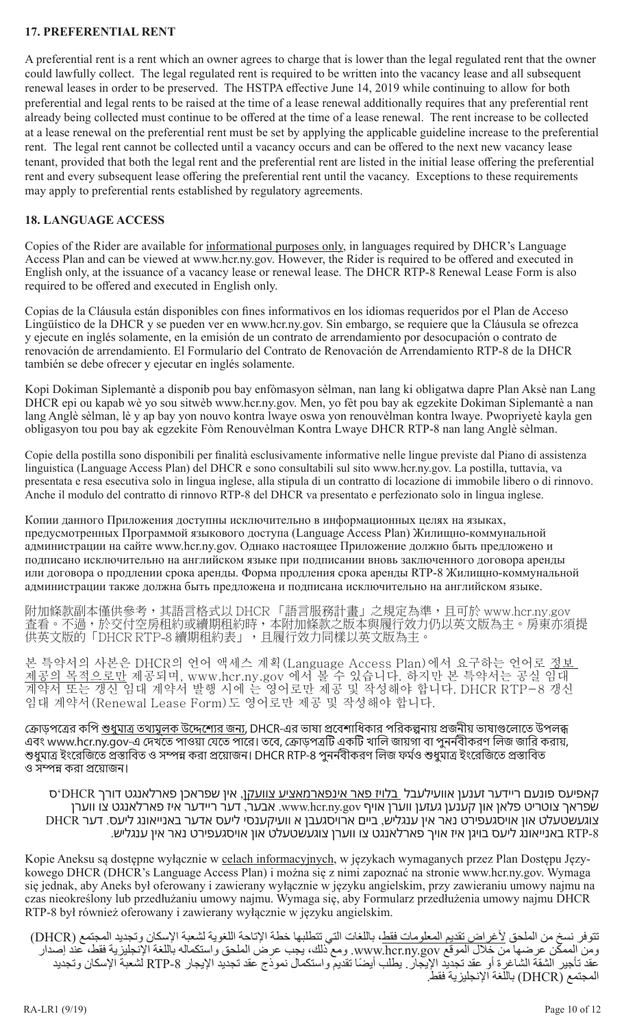## 17. PREFERENTIAL RENT

A preferential rent is a rent which an owner agrees to charge that is lower than the legal regulated rent that the owner could lawfully collect. The legal regulated rent is required to be written into the vacancy lease and all subsequent renewal leases in order to be preserved. The HSTPA effective June 14, 2019 while continuing to allow for both preferential and legal rents to be raised at the time of a lease renewal additionally requires that any preferential rent already being collected must continue to be offered at the time of a lease renewal. The rent increase to be collected at a lease renewal on the preferential rent must be set by applying the applicable guideline increase to the preferential rent. The legal rent cannot be collected until a vacancy occurs and can be offered to the next new vacancy lease tenant, provided that both the legal rent and the preferential rent are listed in the initial lease offering the preferential rent and every subsequent lease offering the preferential rent until the vacancy. Exceptions to these requirements may apply to preferential rents established by regulatory agreements.

## 18. LANGUAGE ACCESS

Copies of the Rider are available for informational purposes only, in languages required by DHCR's Language Access Plan and can be viewed at www.hcr.ny.gov. However, the Rider is required to be offered and executed in English only, at the issuance of a vacancy lease or renewal lease. The DHCR RTP-8 Renewal Lease Form is also required to be offered and executed in English only.

Copias de la Cláusula están disponibles con fines informativos en los idiomas requeridos por el Plan de Acceso Lingüístico de la DHCR y se pueden ver en www.hcr.ny.gov. Sin embargo, se requiere que la Cláusula se ofrezca y ejecute en inglés solamente, en la emisión de un contrato de arrendamiento por desocupación o contrato de renovación de arrendamiento. El Formulario del Contrato de Renovación de Arrendamiento RTP-8 de la DHCR también se debe ofrecer y ejecutar en inglés solamente.

Kopi Dokiman Siplemantè a disponib pou bay enfòmasyon sèlman, nan lang ki obligatwa dapre Plan Aksè nan Lang DHCR epi ou kapab wè yo sou sitwèb www.hcr.ny.gov. Men, yo fèt pou bay ak egzekite Dokiman Siplemantè a nan lang Anglè sèlman, lè y ap bay yon nouvo kontra lwaye oswa yon renouvèlman kontra lwaye. Pwopriyetè kayla gen obligasyon tou pou bay ak egzekite Fòm Renouvèlman Kontra Lwaye DHCR RTP-8 nan lang Anglè sèlman.

Copie della postilla sono disponibili per finalità esclusivamente informative nelle lingue previste dal Piano di assistenza linguistica (Language Access Plan) del DHCR e sono consultabili sul sito www.hcr.ny.gov. La postilla, tuttavia, va presentata e resa esecutiva solo in lingua inglese, alla stipula di un contratto di locazione di immobile libero o di rinnovo. Anche il modulo del contratto di rinnovo RTP-8 del DHCR va presentato e perfezionato solo in lingua inglese.

Копии данного Приложения доступны исключительно в информационных целях на языках, предусмотренных Программой языкового доступа (Language Access Plan) Жилищно-коммунальной администрации на сайте www.hcr.ny.gov. Однако настоящее Приложение должно быть предложено и подписано исключительно на английском языке при подписании вновь заключенного договора аренды или договора о продлении срока аренды. Форма продления срока аренды RTP-8 Жилищно-коммунальной администрации также должна быть предложена и подписана исключительно на английском языке.

附加條款副本僅供參考，其語言格式以 DHCR「語言服務計畫」之規定為準，且可於 www.hcr.ny.gov 查看。不過，於交付空房租約或續期租約時，本附加條款之版本與履行效力仍以英文版為主。房東亦須提供英文版的「DHCR RTP-8 續期租約表」，且履行效力同樣以英文版為主。

본 특약서의 사본은 DHCR의 언어 액세스 계획(Language Access Plan)에서 요구하는 언어로 정보 제공의 목적으로만 제공되며, www.hcr.ny.gov 에서 볼 수 있습니다. 하지만 본 특약서는 공실 임대 계약서 또는 갱신 임대 계약서 발행 시에 는 영어로만 제공 및 작성해야 합니다. DHCR RTP-8 갱신 임대 계약서(Renewal Lease Form)도 영어로만 제공 및 작성해야 합니다.

ক্রোড়পত্রের কপি শুধুমাত্র তথ্যমূলক উদ্দেশ্যের জন্য, DHCR-এর ভাষা প্রবেশাধিকার পরিকল্পনায় প্রয়োজনীয় ভাষাগুলোতে উপলব্ধ এবং www.hcr.ny.gov-এ দেখতে পাওয়া যেতে পারে। তবে, ক্রোড়পত্রটি একটি খালি জায়গা বা পুনর্নবীকরণ লিজ জারি করায়, শুধুমাত্র ইংরেজিতে প্রস্তাবিত ও সম্পন্ন করা প্রয়োজন। DHCR RTP-8 পুনর্নবীকরণ লিজ ফর্মও শুধুমাত্র ইংরেজিতে প্রস্তাবিত ও সম্পন্ন করা প্রয়োজন।

קאפיעס פונעם ריידער זענען אוועילעבל בלויז פאר אינפארמאציע צוועקן, אין שפראכן פארלאנגט דורך DHCR'ס שפראך צוטריט פלאן און קענען געזען ווערן אויף www.hcr.ny.gov. אבער, דער ריידער איז פארלאנגט צו ווערן צוגעשטעלט און אויסגעפירט נאר אין ענגליש, ביים ארויסגעבן א וועיקענסי ליעס אדער באנייאונג ליעס. דער DHCR RTP-8 באנייאונג ליעס בויגן איז אויך פארלאנגט צו ווערן צוגעשטעלט און אויסגעפירט נאר אין ענגליש.

Kopie Aneksu są dostępne wyłącznie w celach informacyjnych, w językach wymaganych przez Plan Dostępu Językowego DHCR (DHCR's Language Access Plan) i można się z nimi zapoznać na stronie www.hcr.ny.gov. Wymaga się jednak, aby Aneks był oferowany i zawierany wyłącznie w języku angielskim, przy zawieraniu umowy najmu na czas nieokreślony lub przedłużaniu umowy najmu. Wymaga się, aby Formularz przedłużenia umowy najmu DHCR RTP-8 był również oferowany i zawierany wyłącznie w języku angielskim.

تتوفر نسخ من الملحق لأغراض تقديم المعلومات فقط، باللغات التي تتطلبها خطة الإتاحة اللغوية لشعبة الإسكان وتجديد المجتمع (DHCR) ومن الممكن عرضها من خلال الموقع www.hcr.ny.gov. ومع ذلك، يجب عرض الملحق واستكماله باللغة الإنجليزية فقط، عند إصدار عقد تأجير الشقة الشاغرة أو عقد تجديد الإيجار. يطلب أيضًا تقديم واستكمال نموذج عقد تجديد الإيجار RTP-8 لشعبة الإسكان وتجديد المجتمع (DHCR) باللغة الإنجليزية فقط.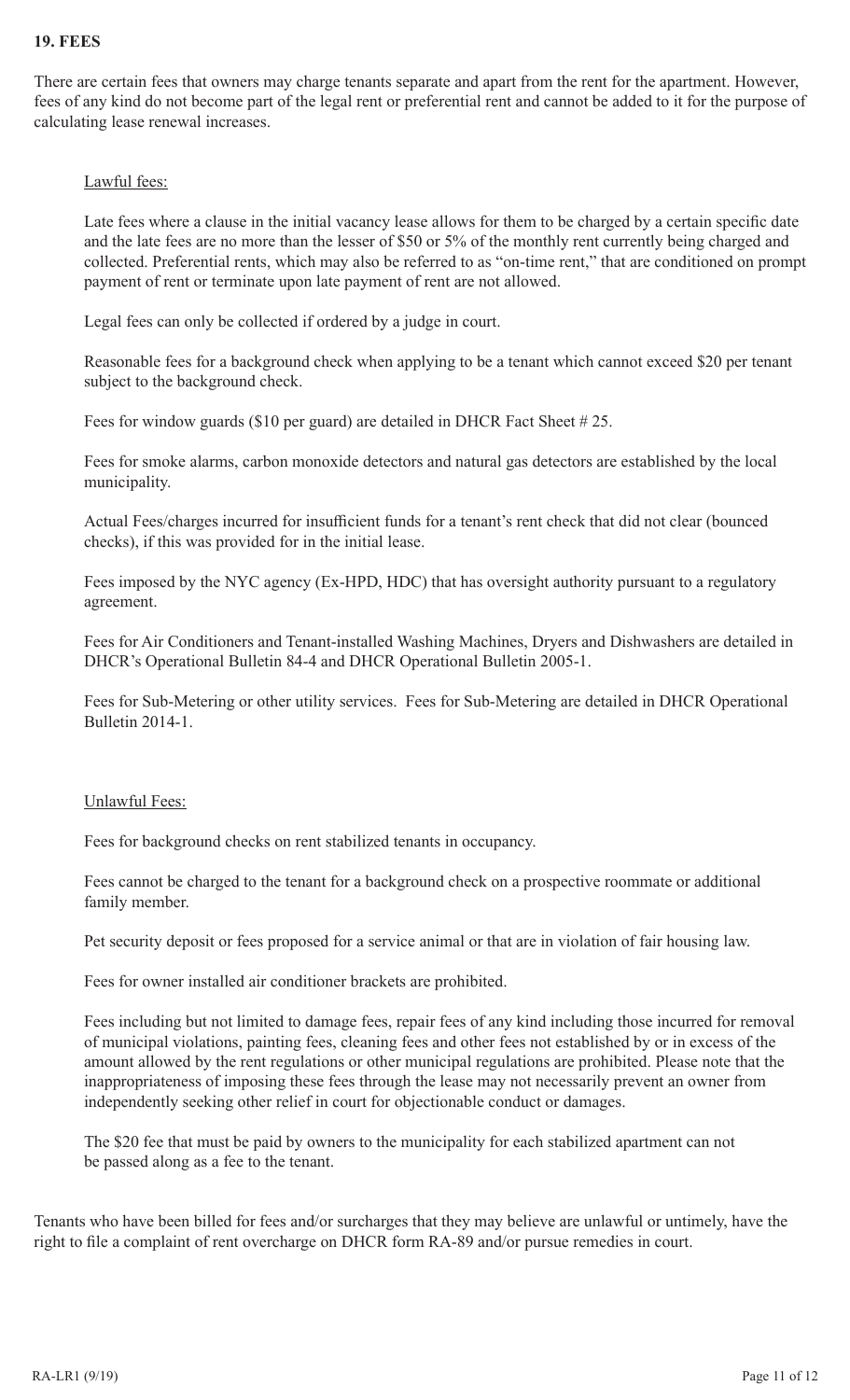## 19. FEES

There are certain fees that owners may charge tenants separate and apart from the rent for the apartment. However, fees of any kind do not become part of the legal rent or preferential rent and cannot be added to it for the purpose of calculating lease renewal increases.

### Lawful fees:

Late fees where a clause in the initial vacancy lease allows for them to be charged by a certain specific date and the late fees are no more than the lesser of $50 or 5% of the monthly rent currently being charged and collected. Preferential rents, which may also be referred to as "on-time rent," that are conditioned on prompt payment of rent or terminate upon late payment of rent are not allowed.

Legal fees can only be collected if ordered by a judge in court.

Reasonable fees for a background check when applying to be a tenant which cannot exceed $20 per tenant subject to the background check.

Fees for window guards ($10 per guard) are detailed in DHCR Fact Sheet # 25.

Fees for smoke alarms, carbon monoxide detectors and natural gas detectors are established by the local municipality.

Actual Fees/charges incurred for insufficient funds for a tenant's rent check that did not clear (bounced checks), if this was provided for in the initial lease.

Fees imposed by the NYC agency (Ex-HPD, HDC) that has oversight authority pursuant to a regulatory agreement.

Fees for Air Conditioners and Tenant-installed Washing Machines, Dryers and Dishwashers are detailed in DHCR's Operational Bulletin 84-4 and DHCR Operational Bulletin 2005-1.

Fees for Sub-Metering or other utility services. Fees for Sub-Metering are detailed in DHCR Operational Bulletin 2014-1.

### Unlawful Fees:

Fees for background checks on rent stabilized tenants in occupancy.

Fees cannot be charged to the tenant for a background check on a prospective roommate or additional family member.

Pet security deposit or fees proposed for a service animal or that are in violation of fair housing law.

Fees for owner installed air conditioner brackets are prohibited.

Fees including but not limited to damage fees, repair fees of any kind including those incurred for removal of municipal violations, painting fees, cleaning fees and other fees not established by or in excess of the amount allowed by the rent regulations or other municipal regulations are prohibited. Please note that the inappropriateness of imposing these fees through the lease may not necessarily prevent an owner from independently seeking other relief in court for objectionable conduct or damages.

The $20 fee that must be paid by owners to the municipality for each stabilized apartment can not be passed along as a fee to the tenant.

Tenants who have been billed for fees and/or surcharges that they may believe are unlawful or untimely, have the right to file a complaint of rent overcharge on DHCR form RA-89 and/or pursue remedies in court.

RA-LR1 (9/19)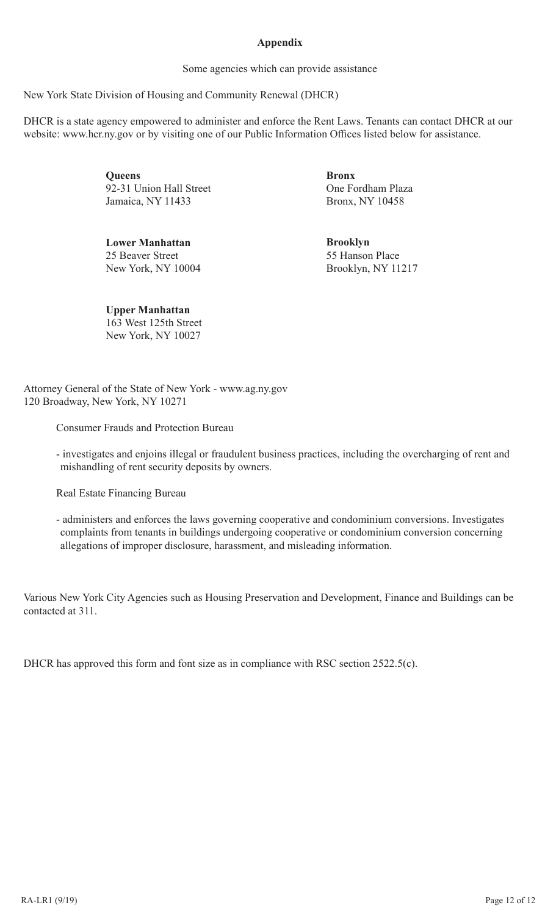## Appendix

Some agencies which can provide assistance

New York State Division of Housing and Community Renewal (DHCR)

DHCR is a state agency empowered to administer and enforce the Rent Laws. Tenants can contact DHCR at our website: www.hcr.ny.gov or by visiting one of our Public Information Offices listed below for assistance.

**Queens**
92-31 Union Hall Street
Jamaica, NY 11433

**Bronx**
One Fordham Plaza
Bronx, NY 10458

**Lower Manhattan**
25 Beaver Street
New York, NY 10004

**Brooklyn**
55 Hanson Place
Brooklyn, NY 11217

**Upper Manhattan**
163 West 125th Street
New York, NY 10027

Attorney General of the State of New York - www.ag.ny.gov
120 Broadway, New York, NY 10271

Consumer Frauds and Protection Bureau

- investigates and enjoins illegal or fraudulent business practices, including the overcharging of rent and mishandling of rent security deposits by owners.

Real Estate Financing Bureau

- administers and enforces the laws governing cooperative and condominium conversions. Investigates complaints from tenants in buildings undergoing cooperative or condominium conversion concerning allegations of improper disclosure, harassment, and misleading information.

Various New York City Agencies such as Housing Preservation and Development, Finance and Buildings can be contacted at 311.

DHCR has approved this form and font size as in compliance with RSC section 2522.5(c).

RA-LR1 (9/19)